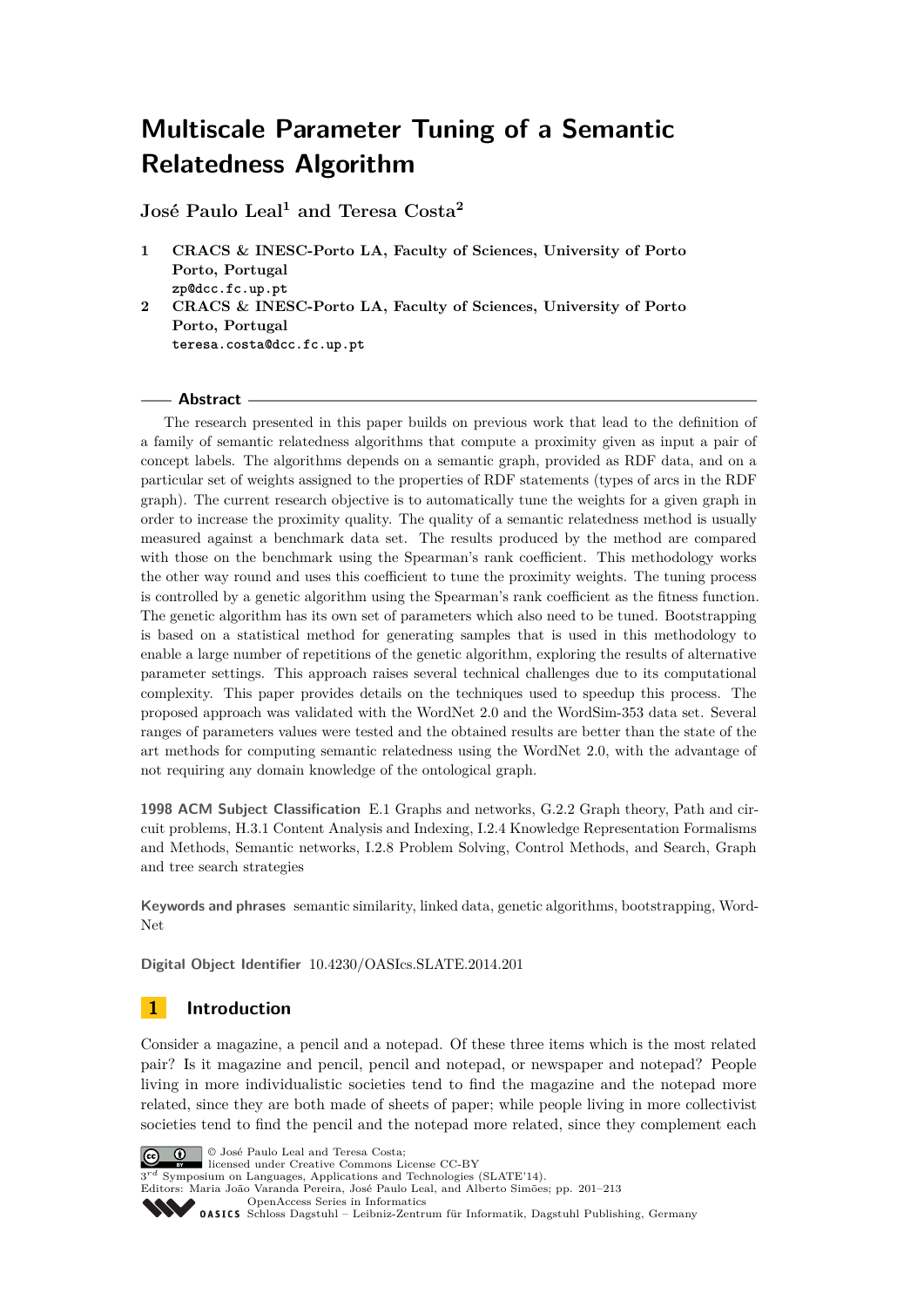# Multiscale Parameter Tuning of a Semantic Relatedness Algorithm

**José Paulo Leal[1] and Teresa Costa[2]**

1 **CRACS & INESC-Porto LA, Faculty of Sciences, University of Porto Porto, Portugal**
zp@dcc.fc.up.pt

2 **CRACS & INESC-Porto LA, Faculty of Sciences, University of Porto Porto, Portugal**
teresa.costa@dcc.fc.up.pt

## Abstract

The research presented in this paper builds on previous work that lead to the definition of a family of semantic relatedness algorithms that compute a proximity given as input a pair of concept labels. The algorithms depends on a semantic graph, provided as RDF data, and on a particular set of weights assigned to the properties of RDF statements (types of arcs in the RDF graph). The current research objective is to automatically tune the weights for a given graph in order to increase the proximity quality. The quality of a semantic relatedness method is usually measured against a benchmark data set. The results produced by the method are compared with those on the benchmark using the Spearman's rank coefficient. This methodology works the other way round and uses this coefficient to tune the proximity weights. The tuning process is controlled by a genetic algorithm using the Spearman's rank coefficient as the fitness function. The genetic algorithm has its own set of parameters which also need to be tuned. Bootstrapping is based on a statistical method for generating samples that is used in this methodology to enable a large number of repetitions of the genetic algorithm, exploring the results of alternative parameter settings. This approach raises several technical challenges due to its computational complexity. This paper provides details on the techniques used to speedup this process. The proposed approach was validated with the WordNet 2.0 and the WordSim-353 data set. Several ranges of parameters values were tested and the obtained results are better than the state of the art methods for computing semantic relatedness using the WordNet 2.0, with the advantage of not requiring any domain knowledge of the ontological graph.

**1998 ACM Subject Classification** E.1 Graphs and networks, G.2.2 Graph theory, Path and circuit problems, H.3.1 Content Analysis and Indexing, I.2.4 Knowledge Representation Formalisms and Methods, Semantic networks, I.2.8 Problem Solving, Control Methods, and Search, Graph and tree search strategies

**Keywords and phrases** semantic similarity, linked data, genetic algorithms, bootstrapping, WordNet

**Digital Object Identifier** 10.4230/OASIcs.SLATE.2014.201

## 1 Introduction

Consider a magazine, a pencil and a notepad. Of these three items which is the most related pair? Is it magazine and pencil, pencil and notepad, or newspaper and notepad? People living in more individualistic societies tend to find the magazine and the notepad more related, since they are both made of sheets of paper; while people living in more collectivist societies tend to find the pencil and the notepad more related, since they complement each

© José Paulo Leal and Teresa Costa;
licensed under Creative Commons License CC-BY
3rd Symposium on Languages, Applications and Technologies (SLATE'14).
Editors: Maria João Varanda Pereira, José Paulo Leal, and Alberto Simões; pp. 201–213
OpenAccess Series in Informatics
OASICS Schloss Dagstuhl – Leibniz-Zentrum für Informatik, Dagstuhl Publishing, Germany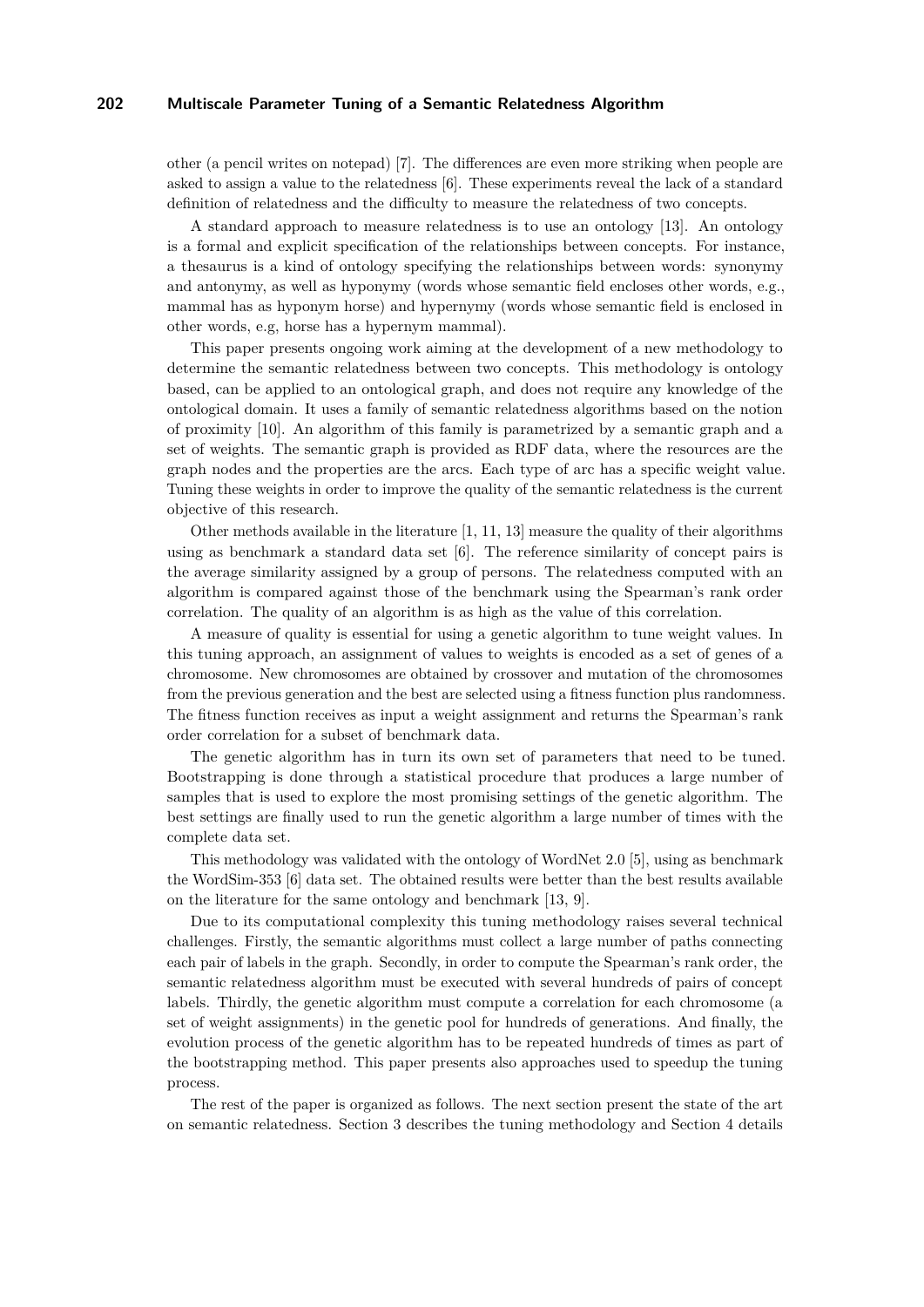other (a pencil writes on notepad) [7]. The differences are even more striking when people are asked to assign a value to the relatedness [6]. These experiments reveal the lack of a standard definition of relatedness and the difficulty to measure the relatedness of two concepts.

A standard approach to measure relatedness is to use an ontology [13]. An ontology is a formal and explicit specification of the relationships between concepts. For instance, a thesaurus is a kind of ontology specifying the relationships between words: synonymy and antonymy, as well as hyponymy (words whose semantic field encloses other words, e.g., mammal has as hyponym horse) and hypernymy (words whose semantic field is enclosed in other words, e.g, horse has a hypernym mammal).

This paper presents ongoing work aiming at the development of a new methodology to determine the semantic relatedness between two concepts. This methodology is ontology based, can be applied to an ontological graph, and does not require any knowledge of the ontological domain. It uses a family of semantic relatedness algorithms based on the notion of proximity [10]. An algorithm of this family is parametrized by a semantic graph and a set of weights. The semantic graph is provided as RDF data, where the resources are the graph nodes and the properties are the arcs. Each type of arc has a specific weight value. Tuning these weights in order to improve the quality of the semantic relatedness is the current objective of this research.

Other methods available in the literature [1, 11, 13] measure the quality of their algorithms using as benchmark a standard data set [6]. The reference similarity of concept pairs is the average similarity assigned by a group of persons. The relatedness computed with an algorithm is compared against those of the benchmark using the Spearman's rank order correlation. The quality of an algorithm is as high as the value of this correlation.

A measure of quality is essential for using a genetic algorithm to tune weight values. In this tuning approach, an assignment of values to weights is encoded as a set of genes of a chromosome. New chromosomes are obtained by crossover and mutation of the chromosomes from the previous generation and the best are selected using a fitness function plus randomness. The fitness function receives as input a weight assignment and returns the Spearman's rank order correlation for a subset of benchmark data.

The genetic algorithm has in turn its own set of parameters that need to be tuned. Bootstrapping is done through a statistical procedure that produces a large number of samples that is used to explore the most promising settings of the genetic algorithm. The best settings are finally used to run the genetic algorithm a large number of times with the complete data set.

This methodology was validated with the ontology of WordNet 2.0 [5], using as benchmark the WordSim-353 [6] data set. The obtained results were better than the best results available on the literature for the same ontology and benchmark [13, 9].

Due to its computational complexity this tuning methodology raises several technical challenges. Firstly, the semantic algorithms must collect a large number of paths connecting each pair of labels in the graph. Secondly, in order to compute the Spearman's rank order, the semantic relatedness algorithm must be executed with several hundreds of pairs of concept labels. Thirdly, the genetic algorithm must compute a correlation for each chromosome (a set of weight assignments) in the genetic pool for hundreds of generations. And finally, the evolution process of the genetic algorithm has to be repeated hundreds of times as part of the bootstrapping method. This paper presents also approaches used to speedup the tuning process.

The rest of the paper is organized as follows. The next section present the state of the art on semantic relatedness. Section 3 describes the tuning methodology and Section 4 details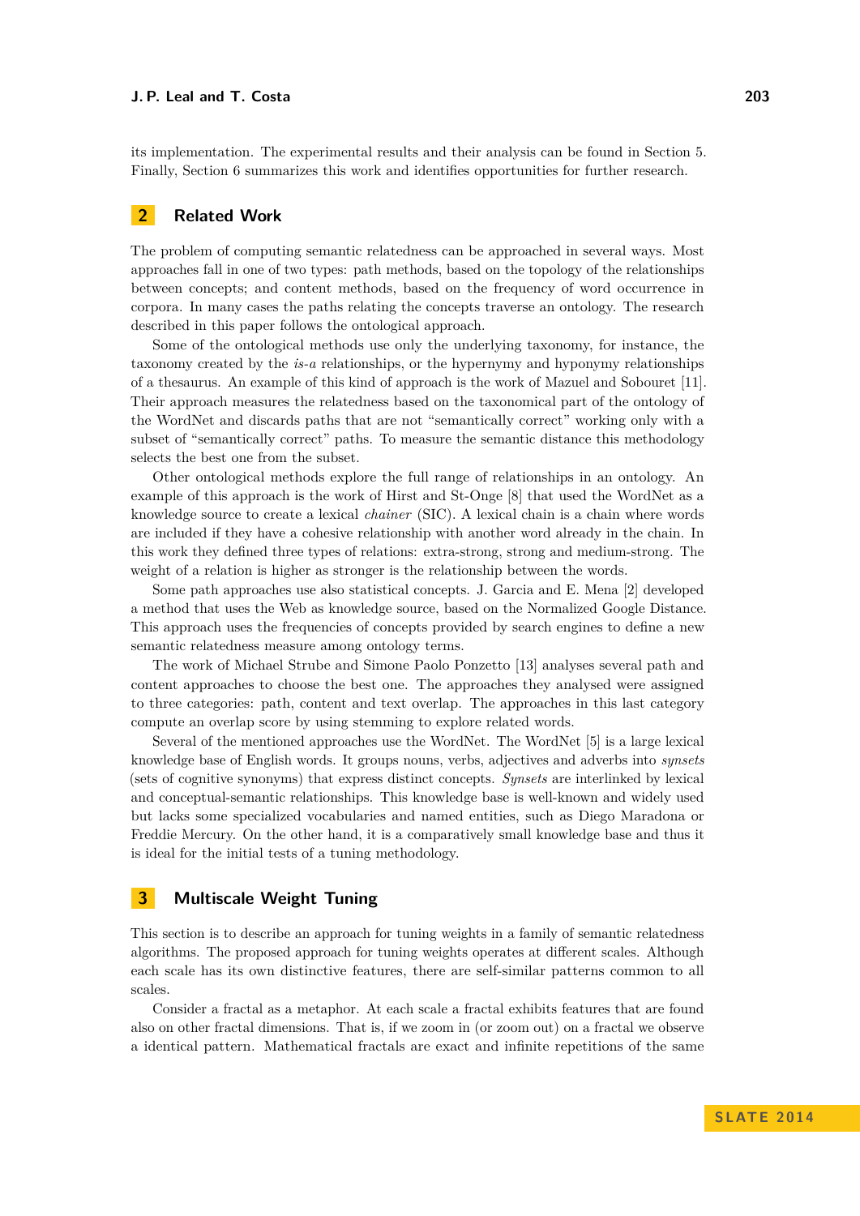its implementation. The experimental results and their analysis can be found in Section 5. Finally, Section 6 summarizes this work and identifies opportunities for further research.

## 2 Related Work

The problem of computing semantic relatedness can be approached in several ways. Most approaches fall in one of two types: path methods, based on the topology of the relationships between concepts; and content methods, based on the frequency of word occurrence in corpora. In many cases the paths relating the concepts traverse an ontology. The research described in this paper follows the ontological approach.

Some of the ontological methods use only the underlying taxonomy, for instance, the taxonomy created by the *is-a* relationships, or the hypernymy and hyponymy relationships of a thesaurus. An example of this kind of approach is the work of Mazuel and Sobouret [11]. Their approach measures the relatedness based on the taxonomical part of the ontology of the WordNet and discards paths that are not "semantically correct" working only with a subset of "semantically correct" paths. To measure the semantic distance this methodology selects the best one from the subset.

Other ontological methods explore the full range of relationships in an ontology. An example of this approach is the work of Hirst and St-Onge [8] that used the WordNet as a knowledge source to create a lexical *chainer* (SIC). A lexical chain is a chain where words are included if they have a cohesive relationship with another word already in the chain. In this work they defined three types of relations: extra-strong, strong and medium-strong. The weight of a relation is higher as stronger is the relationship between the words.

Some path approaches use also statistical concepts. J. Garcia and E. Mena [2] developed a method that uses the Web as knowledge source, based on the Normalized Google Distance. This approach uses the frequencies of concepts provided by search engines to define a new semantic relatedness measure among ontology terms.

The work of Michael Strube and Simone Paolo Ponzetto [13] analyses several path and content approaches to choose the best one. The approaches they analysed were assigned to three categories: path, content and text overlap. The approaches in this last category compute an overlap score by using stemming to explore related words.

Several of the mentioned approaches use the WordNet. The WordNet [5] is a large lexical knowledge base of English words. It groups nouns, verbs, adjectives and adverbs into *synsets* (sets of cognitive synonyms) that express distinct concepts. *Synsets* are interlinked by lexical and conceptual-semantic relationships. This knowledge base is well-known and widely used but lacks some specialized vocabularies and named entities, such as Diego Maradona or Freddie Mercury. On the other hand, it is a comparatively small knowledge base and thus it is ideal for the initial tests of a tuning methodology.

## 3 Multiscale Weight Tuning

This section is to describe an approach for tuning weights in a family of semantic relatedness algorithms. The proposed approach for tuning weights operates at different scales. Although each scale has its own distinctive features, there are self-similar patterns common to all scales.

Consider a fractal as a metaphor. At each scale a fractal exhibits features that are found also on other fractal dimensions. That is, if we zoom in (or zoom out) on a fractal we observe a identical pattern. Mathematical fractals are exact and infinite repetitions of the same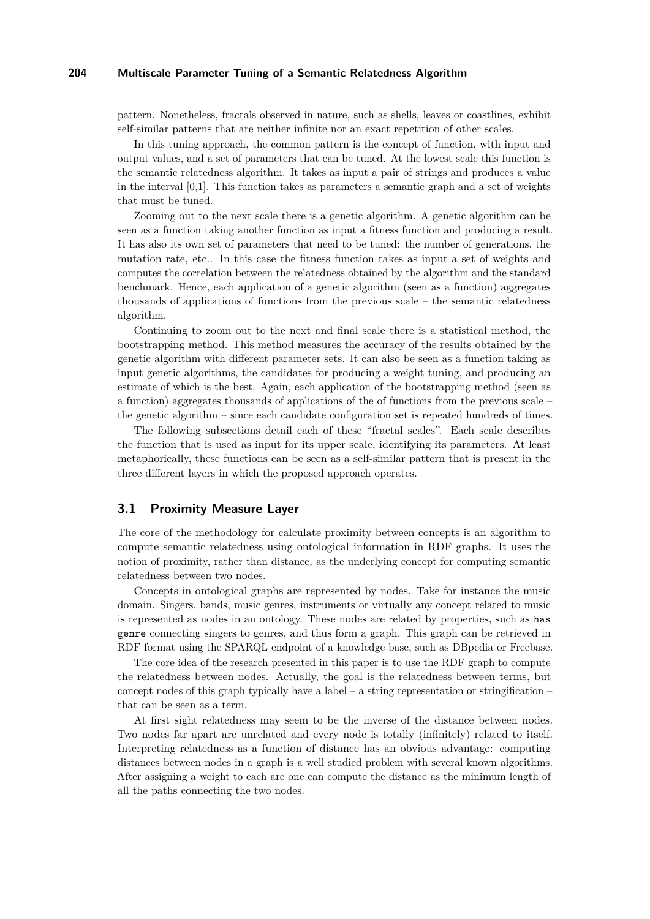pattern. Nonetheless, fractals observed in nature, such as shells, leaves or coastlines, exhibit self-similar patterns that are neither infinite nor an exact repetition of other scales.

In this tuning approach, the common pattern is the concept of function, with input and output values, and a set of parameters that can be tuned. At the lowest scale this function is the semantic relatedness algorithm. It takes as input a pair of strings and produces a value in the interval [0,1]. This function takes as parameters a semantic graph and a set of weights that must be tuned.

Zooming out to the next scale there is a genetic algorithm. A genetic algorithm can be seen as a function taking another function as input a fitness function and producing a result. It has also its own set of parameters that need to be tuned: the number of generations, the mutation rate, etc.. In this case the fitness function takes as input a set of weights and computes the correlation between the relatedness obtained by the algorithm and the standard benchmark. Hence, each application of a genetic algorithm (seen as a function) aggregates thousands of applications of functions from the previous scale – the semantic relatedness algorithm.

Continuing to zoom out to the next and final scale there is a statistical method, the bootstrapping method. This method measures the accuracy of the results obtained by the genetic algorithm with different parameter sets. It can also be seen as a function taking as input genetic algorithms, the candidates for producing a weight tuning, and producing an estimate of which is the best. Again, each application of the bootstrapping method (seen as a function) aggregates thousands of applications of the of functions from the previous scale – the genetic algorithm – since each candidate configuration set is repeated hundreds of times.

The following subsections detail each of these "fractal scales". Each scale describes the function that is used as input for its upper scale, identifying its parameters. At least metaphorically, these functions can be seen as a self-similar pattern that is present in the three different layers in which the proposed approach operates.

### 3.1 Proximity Measure Layer

The core of the methodology for calculate proximity between concepts is an algorithm to compute semantic relatedness using ontological information in RDF graphs. It uses the notion of proximity, rather than distance, as the underlying concept for computing semantic relatedness between two nodes.

Concepts in ontological graphs are represented by nodes. Take for instance the music domain. Singers, bands, music genres, instruments or virtually any concept related to music is represented as nodes in an ontology. These nodes are related by properties, such as `has genre` connecting singers to genres, and thus form a graph. This graph can be retrieved in RDF format using the SPARQL endpoint of a knowledge base, such as DBpedia or Freebase.

The core idea of the research presented in this paper is to use the RDF graph to compute the relatedness between nodes. Actually, the goal is the relatedness between terms, but concept nodes of this graph typically have a label – a string representation or stringification – that can be seen as a term.

At first sight relatedness may seem to be the inverse of the distance between nodes. Two nodes far apart are unrelated and every node is totally (infinitely) related to itself. Interpreting relatedness as a function of distance has an obvious advantage: computing distances between nodes in a graph is a well studied problem with several known algorithms. After assigning a weight to each arc one can compute the distance as the minimum length of all the paths connecting the two nodes.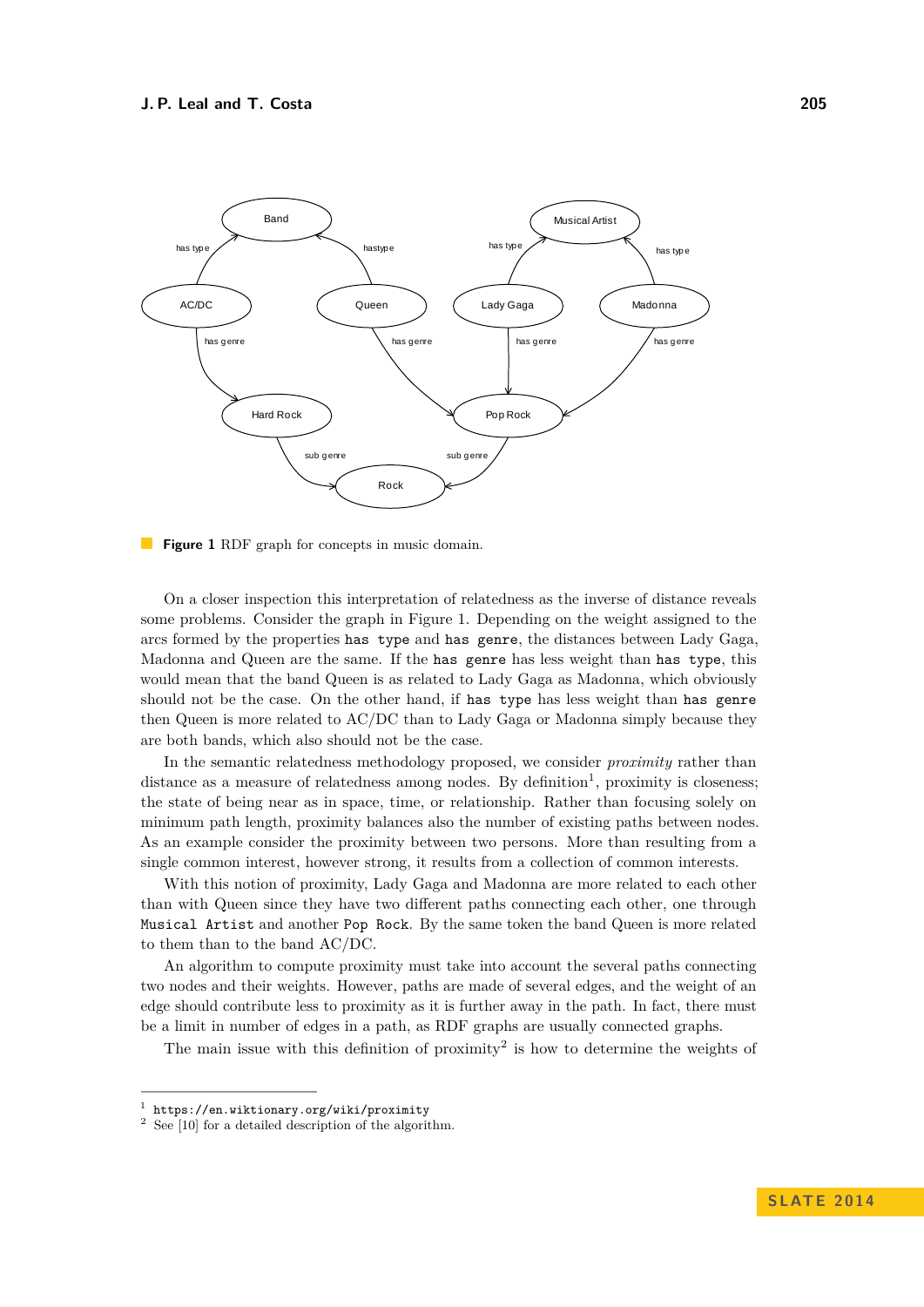**Figure 1** RDF graph for concepts in music domain.

On a closer inspection this interpretation of relatedness as the inverse of distance reveals some problems. Consider the graph in Figure 1. Depending on the weight assigned to the arcs formed by the properties `has type` and `has genre`, the distances between Lady Gaga, Madonna and Queen are the same. If the `has genre` has less weight than `has type`, this would mean that the band Queen is as related to Lady Gaga as Madonna, which obviously should not be the case. On the other hand, if `has type` has less weight than `has genre` then Queen is more related to AC/DC than to Lady Gaga or Madonna simply because they are both bands, which also should not be the case.

In the semantic relatedness methodology proposed, we consider *proximity* rather than distance as a measure of relatedness among nodes. By definition[1], proximity is closeness; the state of being near as in space, time, or relationship. Rather than focusing solely on minimum path length, proximity balances also the number of existing paths between nodes. As an example consider the proximity between two persons. More than resulting from a single common interest, however strong, it results from a collection of common interests.

With this notion of proximity, Lady Gaga and Madonna are more related to each other than with Queen since they have two different paths connecting each other, one through `Musical Artist` and another `Pop Rock`. By the same token the band Queen is more related to them than to the band AC/DC.

An algorithm to compute proximity must take into account the several paths connecting two nodes and their weights. However, paths are made of several edges, and the weight of an edge should contribute less to proximity as it is further away in the path. In fact, there must be a limit in number of edges in a path, as RDF graphs are usually connected graphs.

The main issue with this definition of proximity[2] is how to determine the weights of

---

[1] `https://en.wiktionary.org/wiki/proximity`

[2] See [10] for a detailed description of the algorithm.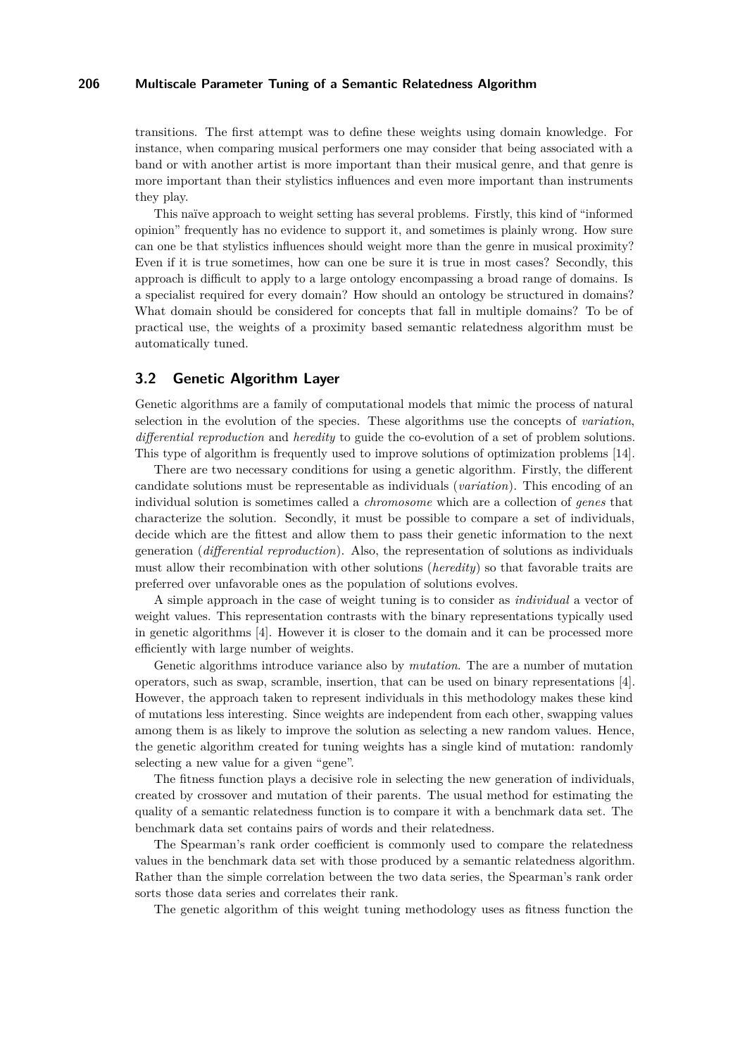transitions. The first attempt was to define these weights using domain knowledge. For instance, when comparing musical performers one may consider that being associated with a band or with another artist is more important than their musical genre, and that genre is more important than their stylistics influences and even more important than instruments they play.

This naïve approach to weight setting has several problems. Firstly, this kind of "informed opinion" frequently has no evidence to support it, and sometimes is plainly wrong. How sure can one be that stylistics influences should weight more than the genre in musical proximity? Even if it is true sometimes, how can one be sure it is true in most cases? Secondly, this approach is difficult to apply to a large ontology encompassing a broad range of domains. Is a specialist required for every domain? How should an ontology be structured in domains? What domain should be considered for concepts that fall in multiple domains? To be of practical use, the weights of a proximity based semantic relatedness algorithm must be automatically tuned.

### 3.2 Genetic Algorithm Layer

Genetic algorithms are a family of computational models that mimic the process of natural selection in the evolution of the species. These algorithms use the concepts of *variation*, *differential reproduction* and *heredity* to guide the co-evolution of a set of problem solutions. This type of algorithm is frequently used to improve solutions of optimization problems [14].

There are two necessary conditions for using a genetic algorithm. Firstly, the different candidate solutions must be representable as individuals (*variation*). This encoding of an individual solution is sometimes called a *chromosome* which are a collection of *genes* that characterize the solution. Secondly, it must be possible to compare a set of individuals, decide which are the fittest and allow them to pass their genetic information to the next generation (*differential reproduction*). Also, the representation of solutions as individuals must allow their recombination with other solutions (*heredity*) so that favorable traits are preferred over unfavorable ones as the population of solutions evolves.

A simple approach in the case of weight tuning is to consider as *individual* a vector of weight values. This representation contrasts with the binary representations typically used in genetic algorithms [4]. However it is closer to the domain and it can be processed more efficiently with large number of weights.

Genetic algorithms introduce variance also by *mutation*. The are a number of mutation operators, such as swap, scramble, insertion, that can be used on binary representations [4]. However, the approach taken to represent individuals in this methodology makes these kind of mutations less interesting. Since weights are independent from each other, swapping values among them is as likely to improve the solution as selecting a new random values. Hence, the genetic algorithm created for tuning weights has a single kind of mutation: randomly selecting a new value for a given "gene".

The fitness function plays a decisive role in selecting the new generation of individuals, created by crossover and mutation of their parents. The usual method for estimating the quality of a semantic relatedness function is to compare it with a benchmark data set. The benchmark data set contains pairs of words and their relatedness.

The Spearman's rank order coefficient is commonly used to compare the relatedness values in the benchmark data set with those produced by a semantic relatedness algorithm. Rather than the simple correlation between the two data series, the Spearman's rank order sorts those data series and correlates their rank.

The genetic algorithm of this weight tuning methodology uses as fitness function the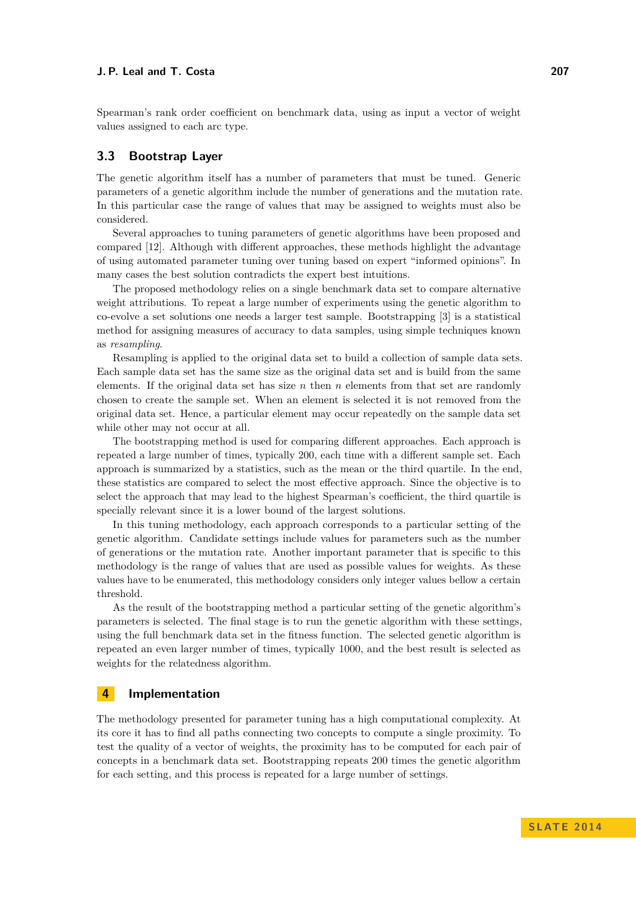Spearman's rank order coefficient on benchmark data, using as input a vector of weight values assigned to each arc type.

### 3.3 Bootstrap Layer

The genetic algorithm itself has a number of parameters that must be tuned. Generic parameters of a genetic algorithm include the number of generations and the mutation rate. In this particular case the range of values that may be assigned to weights must also be considered.

Several approaches to tuning parameters of genetic algorithms have been proposed and compared [12]. Although with different approaches, these methods highlight the advantage of using automated parameter tuning over tuning based on expert "informed opinions". In many cases the best solution contradicts the expert best intuitions.

The proposed methodology relies on a single benchmark data set to compare alternative weight attributions. To repeat a large number of experiments using the genetic algorithm to co-evolve a set solutions one needs a larger test sample. Bootstrapping [3] is a statistical method for assigning measures of accuracy to data samples, using simple techniques known as *resampling*.

Resampling is applied to the original data set to build a collection of sample data sets. Each sample data set has the same size as the original data set and is build from the same elements. If the original data set has size $n$ then $n$ elements from that set are randomly chosen to create the sample set. When an element is selected it is not removed from the original data set. Hence, a particular element may occur repeatedly on the sample data set while other may not occur at all.

The bootstrapping method is used for comparing different approaches. Each approach is repeated a large number of times, typically 200, each time with a different sample set. Each approach is summarized by a statistics, such as the mean or the third quartile. In the end, these statistics are compared to select the most effective approach. Since the objective is to select the approach that may lead to the highest Spearman's coefficient, the third quartile is specially relevant since it is a lower bound of the largest solutions.

In this tuning methodology, each approach corresponds to a particular setting of the genetic algorithm. Candidate settings include values for parameters such as the number of generations or the mutation rate. Another important parameter that is specific to this methodology is the range of values that are used as possible values for weights. As these values have to be enumerated, this methodology considers only integer values bellow a certain threshold.

As the result of the bootstrapping method a particular setting of the genetic algorithm's parameters is selected. The final stage is to run the genetic algorithm with these settings, using the full benchmark data set in the fitness function. The selected genetic algorithm is repeated an even larger number of times, typically 1000, and the best result is selected as weights for the relatedness algorithm.

## 4 Implementation

The methodology presented for parameter tuning has a high computational complexity. At its core it has to find all paths connecting two concepts to compute a single proximity. To test the quality of a vector of weights, the proximity has to be computed for each pair of concepts in a benchmark data set. Bootstrapping repeats 200 times the genetic algorithm for each setting, and this process is repeated for a large number of settings.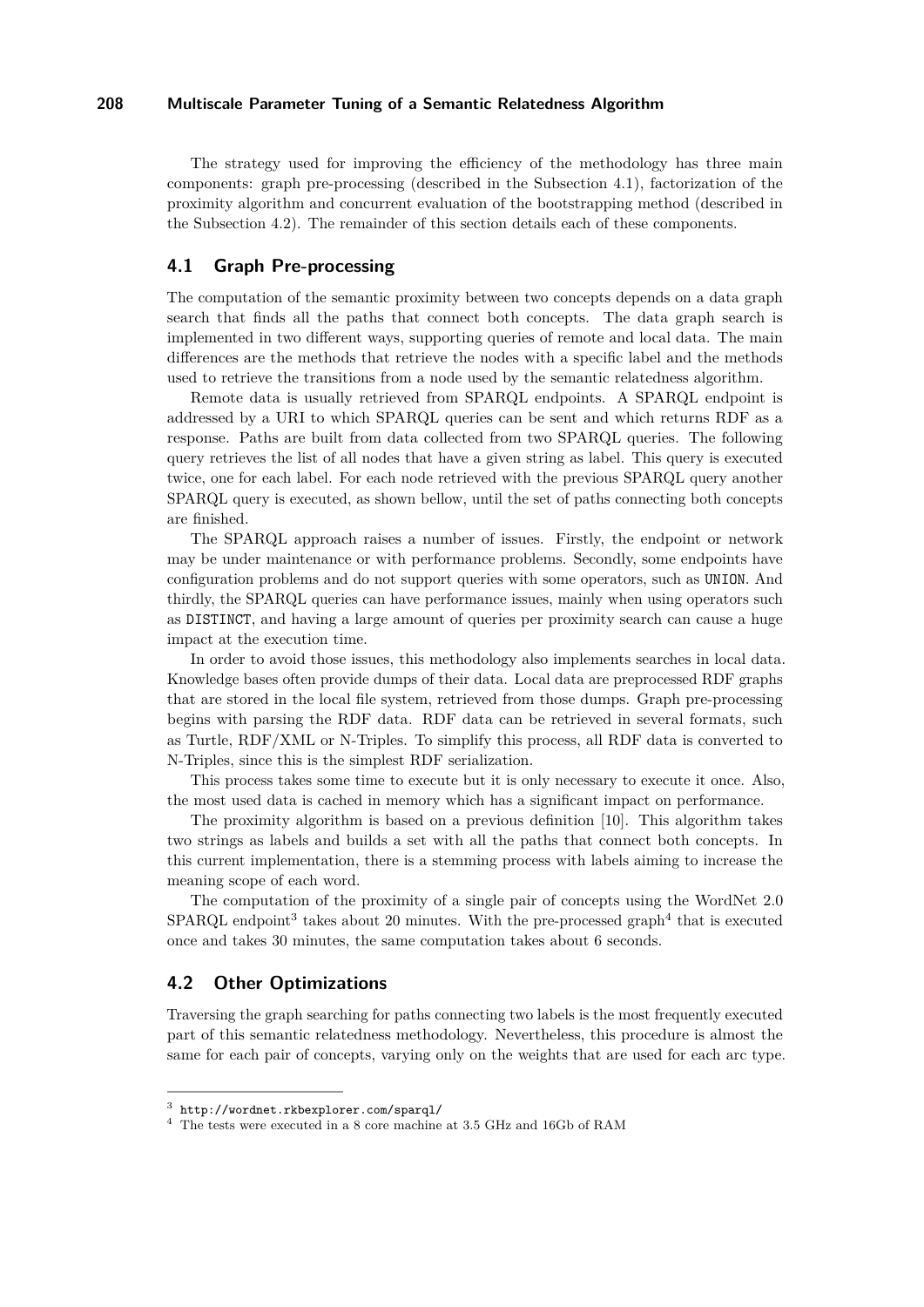The strategy used for improving the efficiency of the methodology has three main components: graph pre-processing (described in the Subsection 4.1), factorization of the proximity algorithm and concurrent evaluation of the bootstrapping method (described in the Subsection 4.2). The remainder of this section details each of these components.

## 4.1 Graph Pre-processing

The computation of the semantic proximity between two concepts depends on a data graph search that finds all the paths that connect both concepts. The data graph search is implemented in two different ways, supporting queries of remote and local data. The main differences are the methods that retrieve the nodes with a specific label and the methods used to retrieve the transitions from a node used by the semantic relatedness algorithm.

Remote data is usually retrieved from SPARQL endpoints. A SPARQL endpoint is addressed by a URI to which SPARQL queries can be sent and which returns RDF as a response. Paths are built from data collected from two SPARQL queries. The following query retrieves the list of all nodes that have a given string as label. This query is executed twice, one for each label. For each node retrieved with the previous SPARQL query another SPARQL query is executed, as shown bellow, until the set of paths connecting both concepts are finished.

The SPARQL approach raises a number of issues. Firstly, the endpoint or network may be under maintenance or with performance problems. Secondly, some endpoints have configuration problems and do not support queries with some operators, such as `UNION`. And thirdly, the SPARQL queries can have performance issues, mainly when using operators such as `DISTINCT`, and having a large amount of queries per proximity search can cause a huge impact at the execution time.

In order to avoid those issues, this methodology also implements searches in local data. Knowledge bases often provide dumps of their data. Local data are preprocessed RDF graphs that are stored in the local file system, retrieved from those dumps. Graph pre-processing begins with parsing the RDF data. RDF data can be retrieved in several formats, such as Turtle, RDF/XML or N-Triples. To simplify this process, all RDF data is converted to N-Triples, since this is the simplest RDF serialization.

This process takes some time to execute but it is only necessary to execute it once. Also, the most used data is cached in memory which has a significant impact on performance.

The proximity algorithm is based on a previous definition [10]. This algorithm takes two strings as labels and builds a set with all the paths that connect both concepts. In this current implementation, there is a stemming process with labels aiming to increase the meaning scope of each word.

The computation of the proximity of a single pair of concepts using the WordNet 2.0 SPARQL endpoint[3] takes about 20 minutes. With the pre-processed graph[4] that is executed once and takes 30 minutes, the same computation takes about 6 seconds.

## 4.2 Other Optimizations

Traversing the graph searching for paths connecting two labels is the most frequently executed part of this semantic relatedness methodology. Nevertheless, this procedure is almost the same for each pair of concepts, varying only on the weights that are used for each arc type.

---

[3] `http://wordnet.rkbexplorer.com/sparql/`

[4] The tests were executed in a 8 core machine at 3.5 GHz and 16Gb of RAM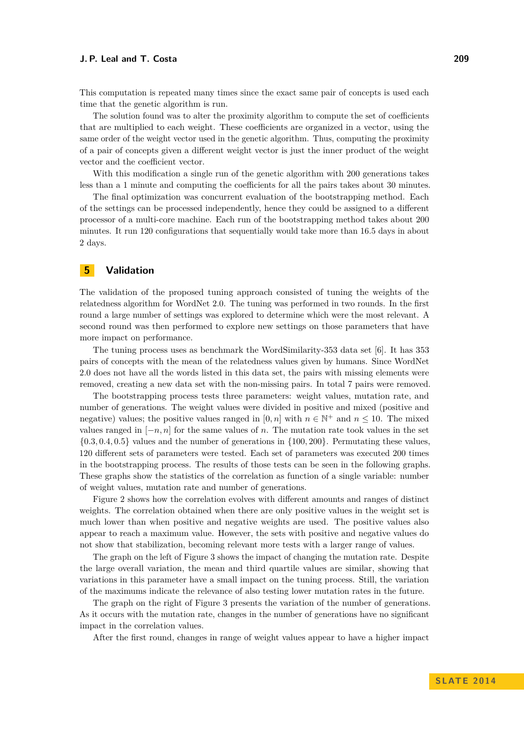This computation is repeated many times since the exact same pair of concepts is used each time that the genetic algorithm is run.

The solution found was to alter the proximity algorithm to compute the set of coefficients that are multiplied to each weight. These coefficients are organized in a vector, using the same order of the weight vector used in the genetic algorithm. Thus, computing the proximity of a pair of concepts given a different weight vector is just the inner product of the weight vector and the coefficient vector.

With this modification a single run of the genetic algorithm with 200 generations takes less than a 1 minute and computing the coefficients for all the pairs takes about 30 minutes.

The final optimization was concurrent evaluation of the bootstrapping method. Each of the settings can be processed independently, hence they could be assigned to a different processor of a multi-core machine. Each run of the bootstrapping method takes about 200 minutes. It run 120 configurations that sequentially would take more than 16.5 days in about 2 days.

## 5 Validation

The validation of the proposed tuning approach consisted of tuning the weights of the relatedness algorithm for WordNet 2.0. The tuning was performed in two rounds. In the first round a large number of settings was explored to determine which were the most relevant. A second round was then performed to explore new settings on those parameters that have more impact on performance.

The tuning process uses as benchmark the WordSimilarity-353 data set [6]. It has 353 pairs of concepts with the mean of the relatedness values given by humans. Since WordNet 2.0 does not have all the words listed in this data set, the pairs with missing elements were removed, creating a new data set with the non-missing pairs. In total 7 pairs were removed.

The bootstrapping process tests three parameters: weight values, mutation rate, and number of generations. The weight values were divided in positive and mixed (positive and negative) values; the positive values ranged in $[0, n]$ with $n \in \mathbb{N}^{+}$ and $n \leq 10$. The mixed values ranged in $[-n, n]$ for the same values of $n$. The mutation rate took values in the set $\{0.3, 0.4, 0.5\}$ values and the number of generations in $\{100, 200\}$. Permutating these values, 120 different sets of parameters were tested. Each set of parameters was executed 200 times in the bootstrapping process. The results of those tests can be seen in the following graphs. These graphs show the statistics of the correlation as function of a single variable: number of weight values, mutation rate and number of generations.

Figure 2 shows how the correlation evolves with different amounts and ranges of distinct weights. The correlation obtained when there are only positive values in the weight set is much lower than when positive and negative weights are used. The positive values also appear to reach a maximum value. However, the sets with positive and negative values do not show that stabilization, becoming relevant more tests with a larger range of values.

The graph on the left of Figure 3 shows the impact of changing the mutation rate. Despite the large overall variation, the mean and third quartile values are similar, showing that variations in this parameter have a small impact on the tuning process. Still, the variation of the maximums indicate the relevance of also testing lower mutation rates in the future.

The graph on the right of Figure 3 presents the variation of the number of generations. As it occurs with the mutation rate, changes in the number of generations have no significant impact in the correlation values.

After the first round, changes in range of weight values appear to have a higher impact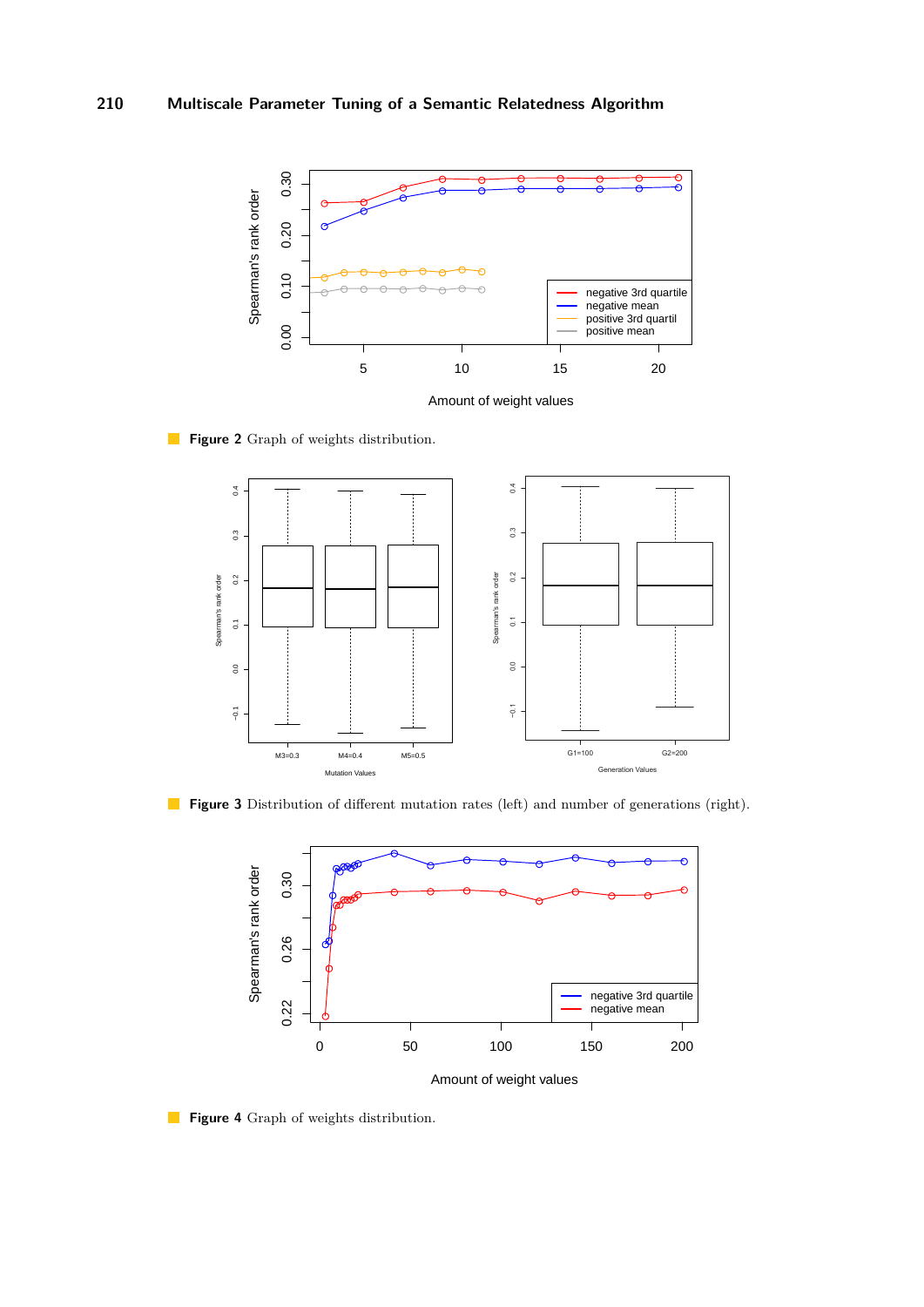**Figure 2** Graph of weights distribution.

**Figure 3** Distribution of different mutation rates (left) and number of generations (right).

**Figure 4** Graph of weights distribution.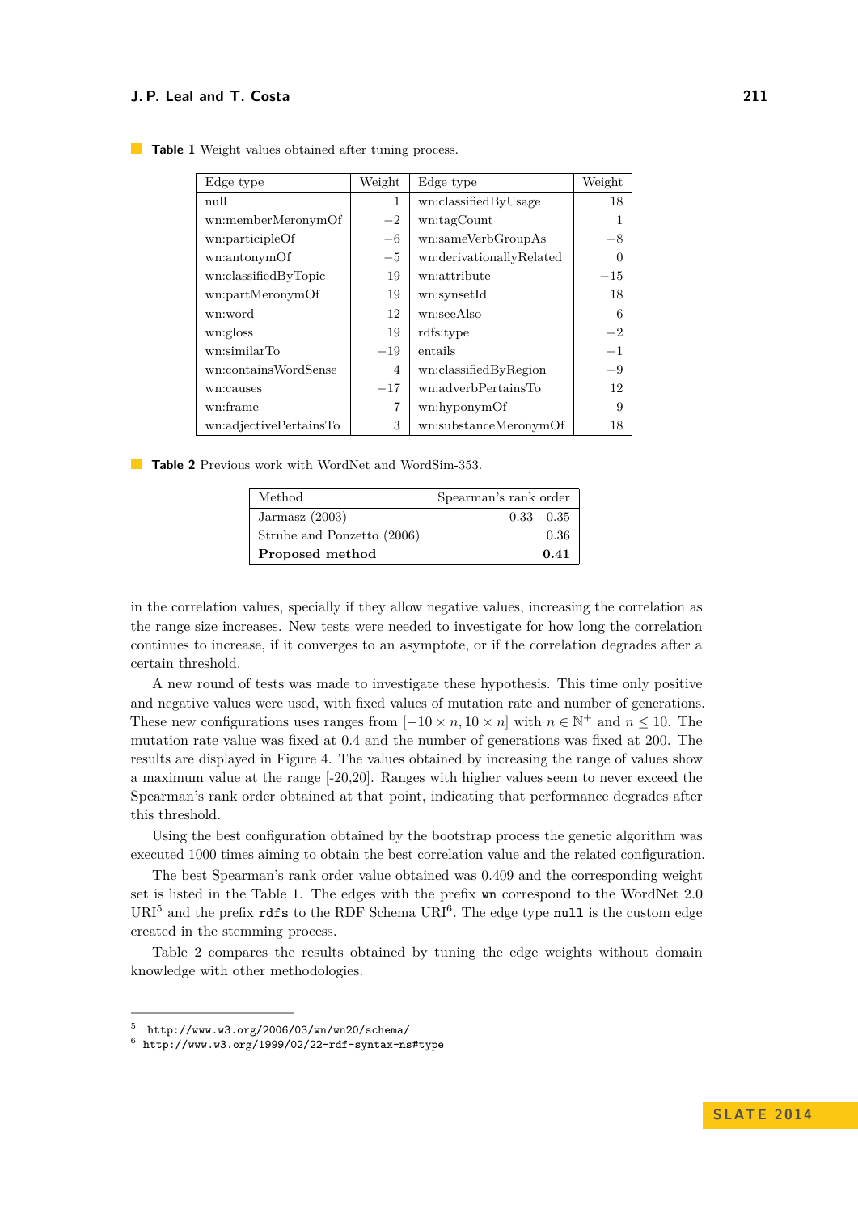**Table 1** Weight values obtained after tuning process.

| Edge type | Weight | Edge type | Weight |
|---|---|---|---|
| null | 1 | wn:classifiedByUsage | 18 |
| wn:memberMeronymOf | −2 | wn:tagCount | 1 |
| wn:participleOf | −6 | wn:sameVerbGroupAs | −8 |
| wn:antonymOf | −5 | wn:derivationallyRelated | 0 |
| wn:classifiedByTopic | 19 | wn:attribute | −15 |
| wn:partMeronymOf | 19 | wn:synsetId | 18 |
| wn:word | 12 | wn:seeAlso | 6 |
| wn:gloss | 19 | rdfs:type | −2 |
| wn:similarTo | −19 | entails | −1 |
| wn:containsWordSense | 4 | wn:classifiedByRegion | −9 |
| wn:causes | −17 | wn:adverbPertainsTo | 12 |
| wn:frame | 7 | wn:hyponymOf | 9 |
| wn:adjectivePertainsTo | 3 | wn:substanceMeronymOf | 18 |

**Table 2** Previous work with WordNet and WordSim-353.

| Method | Spearman's rank order |
|---|---|
| Jarmasz (2003) | 0.33 - 0.35 |
| Strube and Ponzetto (2006) | 0.36 |
| **Proposed method** | **0.41** |

in the correlation values, specially if they allow negative values, increasing the correlation as the range size increases. New tests were needed to investigate for how long the correlation continues to increase, if it converges to an asymptote, or if the correlation degrades after a certain threshold.

A new round of tests was made to investigate these hypothesis. This time only positive and negative values were used, with fixed values of mutation rate and number of generations. These new configurations uses ranges from $[-10 \times n, 10 \times n]$ with $n \in \mathbb{N}^{+}$ and $n \leq 10$. The mutation rate value was fixed at 0.4 and the number of generations was fixed at 200. The results are displayed in Figure 4. The values obtained by increasing the range of values show a maximum value at the range [-20,20]. Ranges with higher values seem to never exceed the Spearman's rank order obtained at that point, indicating that performance degrades after this threshold.

Using the best configuration obtained by the bootstrap process the genetic algorithm was executed 1000 times aiming to obtain the best correlation value and the related configuration.

The best Spearman's rank order value obtained was 0.409 and the corresponding weight set is listed in the Table 1. The edges with the prefix `wn` correspond to the WordNet 2.0 URI[5] and the prefix `rdfs` to the RDF Schema URI[6]. The edge type `null` is the custom edge created in the stemming process.

Table 2 compares the results obtained by tuning the edge weights without domain knowledge with other methodologies.

[5] `http://www.w3.org/2006/03/wn/wn20/schema/`
[6] `http://www.w3.org/1999/02/22-rdf-syntax-ns#type`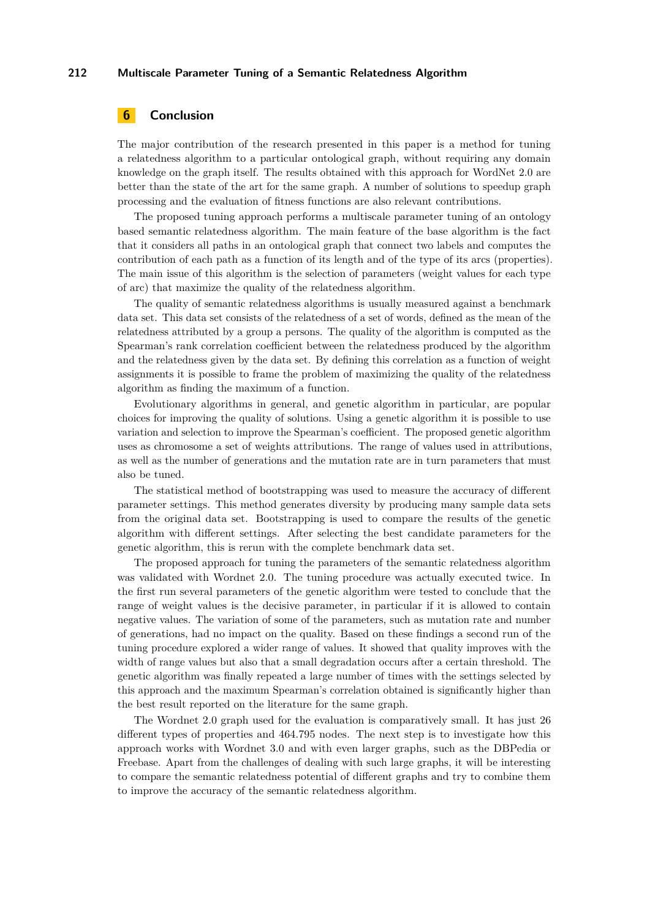## 6 Conclusion

The major contribution of the research presented in this paper is a method for tuning a relatedness algorithm to a particular ontological graph, without requiring any domain knowledge on the graph itself. The results obtained with this approach for WordNet 2.0 are better than the state of the art for the same graph. A number of solutions to speedup graph processing and the evaluation of fitness functions are also relevant contributions.

The proposed tuning approach performs a multiscale parameter tuning of an ontology based semantic relatedness algorithm. The main feature of the base algorithm is the fact that it considers all paths in an ontological graph that connect two labels and computes the contribution of each path as a function of its length and of the type of its arcs (properties). The main issue of this algorithm is the selection of parameters (weight values for each type of arc) that maximize the quality of the relatedness algorithm.

The quality of semantic relatedness algorithms is usually measured against a benchmark data set. This data set consists of the relatedness of a set of words, defined as the mean of the relatedness attributed by a group a persons. The quality of the algorithm is computed as the Spearman's rank correlation coefficient between the relatedness produced by the algorithm and the relatedness given by the data set. By defining this correlation as a function of weight assignments it is possible to frame the problem of maximizing the quality of the relatedness algorithm as finding the maximum of a function.

Evolutionary algorithms in general, and genetic algorithm in particular, are popular choices for improving the quality of solutions. Using a genetic algorithm it is possible to use variation and selection to improve the Spearman's coefficient. The proposed genetic algorithm uses as chromosome a set of weights attributions. The range of values used in attributions, as well as the number of generations and the mutation rate are in turn parameters that must also be tuned.

The statistical method of bootstrapping was used to measure the accuracy of different parameter settings. This method generates diversity by producing many sample data sets from the original data set. Bootstrapping is used to compare the results of the genetic algorithm with different settings. After selecting the best candidate parameters for the genetic algorithm, this is rerun with the complete benchmark data set.

The proposed approach for tuning the parameters of the semantic relatedness algorithm was validated with Wordnet 2.0. The tuning procedure was actually executed twice. In the first run several parameters of the genetic algorithm were tested to conclude that the range of weight values is the decisive parameter, in particular if it is allowed to contain negative values. The variation of some of the parameters, such as mutation rate and number of generations, had no impact on the quality. Based on these findings a second run of the tuning procedure explored a wider range of values. It showed that quality improves with the width of range values but also that a small degradation occurs after a certain threshold. The genetic algorithm was finally repeated a large number of times with the settings selected by this approach and the maximum Spearman's correlation obtained is significantly higher than the best result reported on the literature for the same graph.

The Wordnet 2.0 graph used for the evaluation is comparatively small. It has just 26 different types of properties and 464.795 nodes. The next step is to investigate how this approach works with Wordnet 3.0 and with even larger graphs, such as the DBPedia or Freebase. Apart from the challenges of dealing with such large graphs, it will be interesting to compare the semantic relatedness potential of different graphs and try to combine them to improve the accuracy of the semantic relatedness algorithm.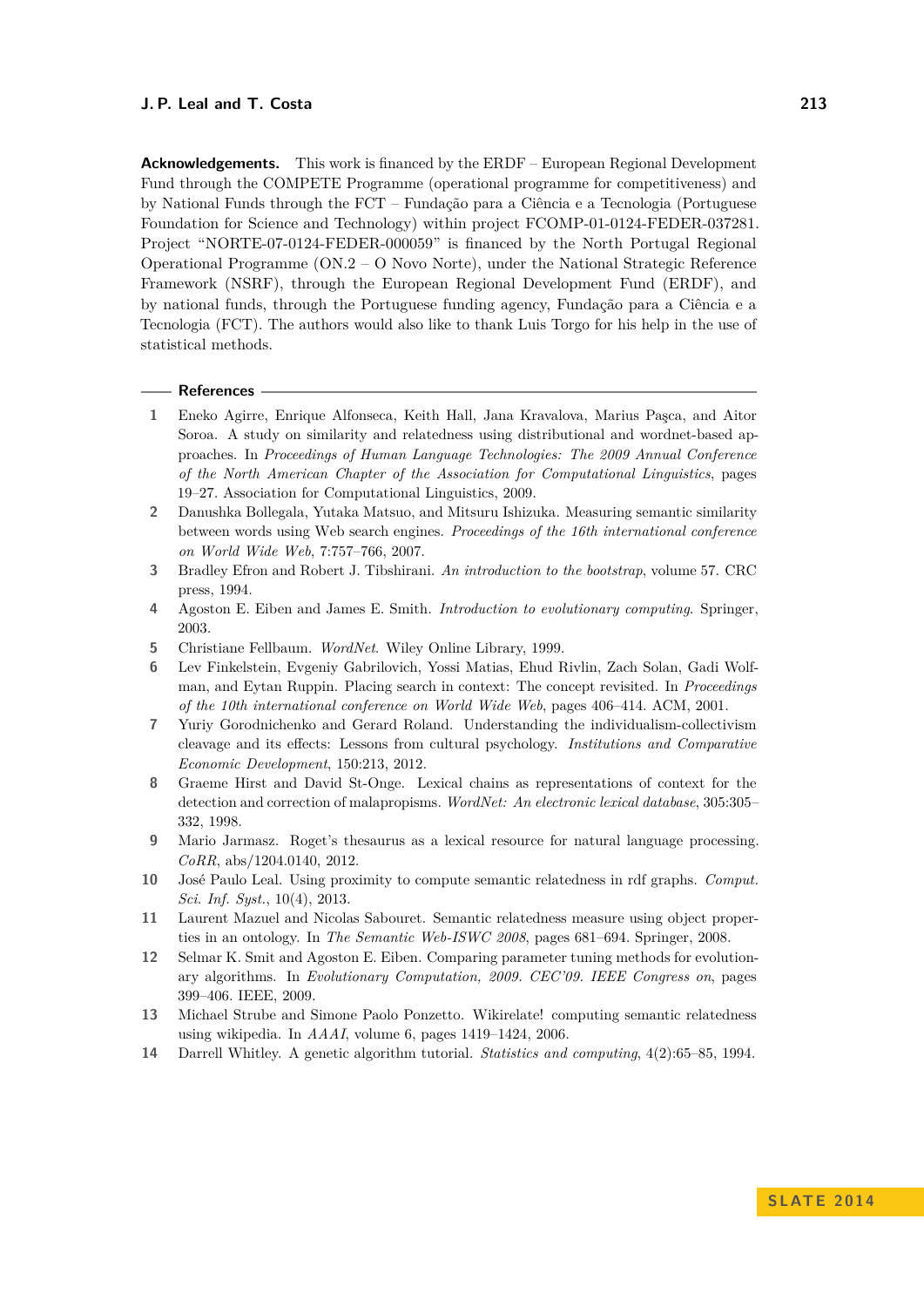**Acknowledgements.** This work is financed by the ERDF – European Regional Development Fund through the COMPETE Programme (operational programme for competitiveness) and by National Funds through the FCT – Fundação para a Ciência e a Tecnologia (Portuguese Foundation for Science and Technology) within project FCOMP-01-0124-FEDER-037281. Project "NORTE-07-0124-FEDER-000059" is financed by the North Portugal Regional Operational Programme (ON.2 – O Novo Norte), under the National Strategic Reference Framework (NSRF), through the European Regional Development Fund (ERDF), and by national funds, through the Portuguese funding agency, Fundação para a Ciência e a Tecnologia (FCT). The authors would also like to thank Luis Torgo for his help in the use of statistical methods.

## References

1. Eneko Agirre, Enrique Alfonseca, Keith Hall, Jana Kravalova, Marius Paşca, and Aitor Soroa. A study on similarity and relatedness using distributional and wordnet-based approaches. In *Proceedings of Human Language Technologies: The 2009 Annual Conference of the North American Chapter of the Association for Computational Linguistics*, pages 19–27. Association for Computational Linguistics, 2009.
2. Danushka Bollegala, Yutaka Matsuo, and Mitsuru Ishizuka. Measuring semantic similarity between words using Web search engines. *Proceedings of the 16th international conference on World Wide Web*, 7:757–766, 2007.
3. Bradley Efron and Robert J. Tibshirani. *An introduction to the bootstrap*, volume 57. CRC press, 1994.
4. Agoston E. Eiben and James E. Smith. *Introduction to evolutionary computing*. Springer, 2003.
5. Christiane Fellbaum. *WordNet*. Wiley Online Library, 1999.
6. Lev Finkelstein, Evgeniy Gabrilovich, Yossi Matias, Ehud Rivlin, Zach Solan, Gadi Wolfman, and Eytan Ruppin. Placing search in context: The concept revisited. In *Proceedings of the 10th international conference on World Wide Web*, pages 406–414. ACM, 2001.
7. Yuriy Gorodnichenko and Gerard Roland. Understanding the individualism-collectivism cleavage and its effects: Lessons from cultural psychology. *Institutions and Comparative Economic Development*, 150:213, 2012.
8. Graeme Hirst and David St-Onge. Lexical chains as representations of context for the detection and correction of malapropisms. *WordNet: An electronic lexical database*, 305:305–332, 1998.
9. Mario Jarmasz. Roget's thesaurus as a lexical resource for natural language processing. *CoRR*, abs/1204.0140, 2012.
10. José Paulo Leal. Using proximity to compute semantic relatedness in rdf graphs. *Comput. Sci. Inf. Syst.*, 10(4), 2013.
11. Laurent Mazuel and Nicolas Sabouret. Semantic relatedness measure using object properties in an ontology. In *The Semantic Web-ISWC 2008*, pages 681–694. Springer, 2008.
12. Selmar K. Smit and Agoston E. Eiben. Comparing parameter tuning methods for evolutionary algorithms. In *Evolutionary Computation, 2009. CEC'09. IEEE Congress on*, pages 399–406. IEEE, 2009.
13. Michael Strube and Simone Paolo Ponzetto. Wikirelate! computing semantic relatedness using wikipedia. In *AAAI*, volume 6, pages 1419–1424, 2006.
14. Darrell Whitley. A genetic algorithm tutorial. *Statistics and computing*, 4(2):65–85, 1994.